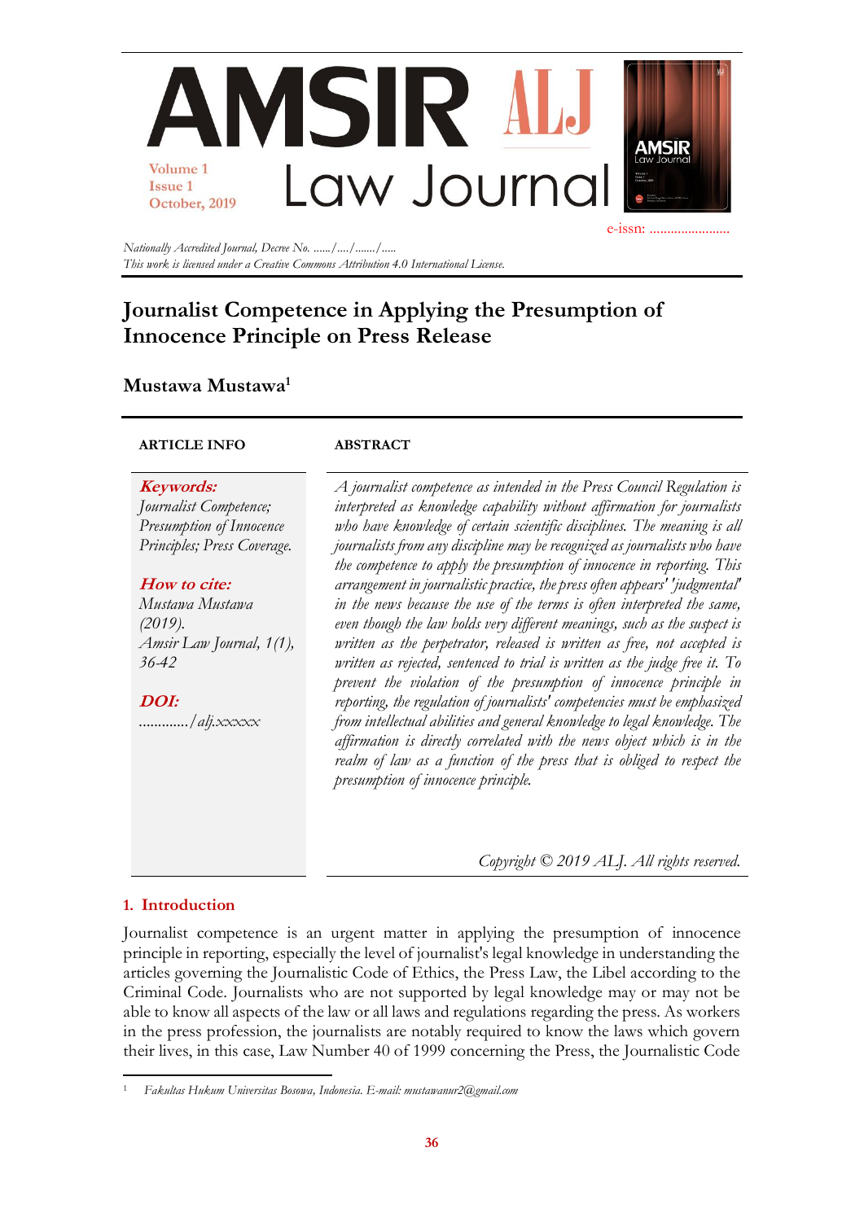Nationally Accredited Journal, Decree No. ....../..../......./.....
*This work is licensed under a Creative Commons Attribution 4.0 International License.*

# Journalist Competence in Applying the Presumption of Innocence Principle on Press Release

**Mustawa Mustawa**[1]

**ARTICLE INFO**

***Keywords:***
*Journalist Competence; Presumption of Innocence Principles; Press Coverage.*

***How to cite:***
*Mustawa Mustawa (2019). Amsir Law Journal, 1(1), 36-42*

***DOI:***
*............./alj.xxxxx*

**ABSTRACT**

*A journalist competence as intended in the Press Council Regulation is interpreted as knowledge capability without affirmation for journalists who have knowledge of certain scientific disciplines. The meaning is all journalists from any discipline may be recognized as journalists who have the competence to apply the presumption of innocence in reporting. This arrangement in journalistic practice, the press often appears' 'judgmental' in the news because the use of the terms is often interpreted the same, even though the law holds very different meanings, such as the suspect is written as the perpetrator, released is written as free, not accepted is written as rejected, sentenced to trial is written as the judge free it. To prevent the violation of the presumption of innocence principle in reporting, the regulation of journalists' competencies must be emphasized from intellectual abilities and general knowledge to legal knowledge. The affirmation is directly correlated with the news object which is in the realm of law as a function of the press that is obliged to respect the presumption of innocence principle.*

*Copyright © 2019 ALJ. All rights reserved.*

## 1. Introduction

Journalist competence is an urgent matter in applying the presumption of innocence principle in reporting, especially the level of journalist's legal knowledge in understanding the articles governing the Journalistic Code of Ethics, the Press Law, the Libel according to the Criminal Code. Journalists who are not supported by legal knowledge may or may not be able to know all aspects of the law or all laws and regulations regarding the press. As workers in the press profession, the journalists are notably required to know the laws which govern their lives, in this case, Law Number 40 of 1999 concerning the Press, the Journalistic Code

[1] *Fakultas Hukum Universitas Bosowa, Indonesia. E-mail: mustawanur2@gmail.com*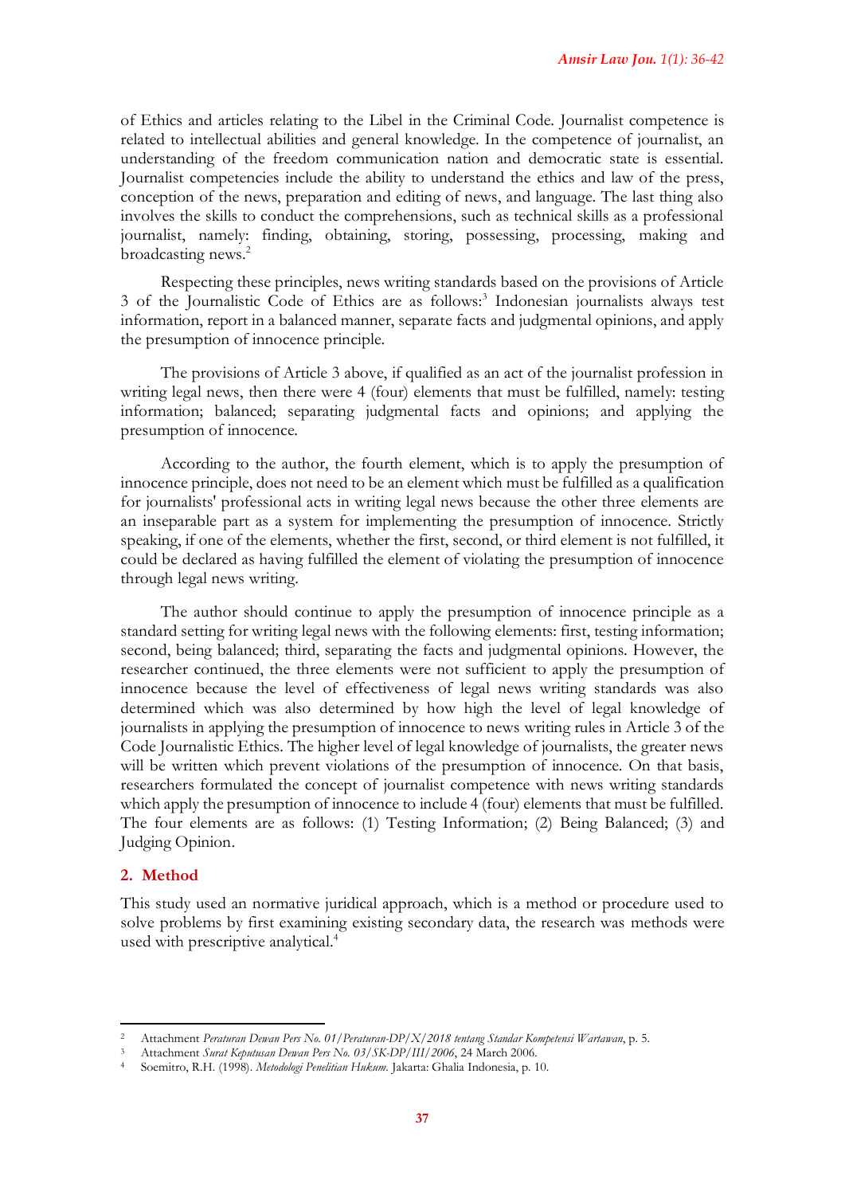of Ethics and articles relating to the Libel in the Criminal Code. Journalist competence is related to intellectual abilities and general knowledge. In the competence of journalist, an understanding of the freedom communication nation and democratic state is essential. Journalist competencies include the ability to understand the ethics and law of the press, conception of the news, preparation and editing of news, and language. The last thing also involves the skills to conduct the comprehensions, such as technical skills as a professional journalist, namely: finding, obtaining, storing, possessing, processing, making and broadcasting news.[2]

Respecting these principles, news writing standards based on the provisions of Article 3 of the Journalistic Code of Ethics are as follows:[3] Indonesian journalists always test information, report in a balanced manner, separate facts and judgmental opinions, and apply the presumption of innocence principle.

The provisions of Article 3 above, if qualified as an act of the journalist profession in writing legal news, then there were 4 (four) elements that must be fulfilled, namely: testing information; balanced; separating judgmental facts and opinions; and applying the presumption of innocence.

According to the author, the fourth element, which is to apply the presumption of innocence principle, does not need to be an element which must be fulfilled as a qualification for journalists' professional acts in writing legal news because the other three elements are an inseparable part as a system for implementing the presumption of innocence. Strictly speaking, if one of the elements, whether the first, second, or third element is not fulfilled, it could be declared as having fulfilled the element of violating the presumption of innocence through legal news writing.

The author should continue to apply the presumption of innocence principle as a standard setting for writing legal news with the following elements: first, testing information; second, being balanced; third, separating the facts and judgmental opinions. However, the researcher continued, the three elements were not sufficient to apply the presumption of innocence because the level of effectiveness of legal news writing standards was also determined which was also determined by how high the level of legal knowledge of journalists in applying the presumption of innocence to news writing rules in Article 3 of the Code Journalistic Ethics. The higher level of legal knowledge of journalists, the greater news will be written which prevent violations of the presumption of innocence. On that basis, researchers formulated the concept of journalist competence with news writing standards which apply the presumption of innocence to include 4 (four) elements that must be fulfilled. The four elements are as follows: (1) Testing Information; (2) Being Balanced; (3) and Judging Opinion.

## 2. Method

This study used an normative juridical approach, which is a method or procedure used to solve problems by first examining existing secondary data, the research was methods were used with prescriptive analytical.[4]

---

[2] Attachment *Peraturan Dewan Pers No. 01/Peraturan-DP/X/2018 tentang Standar Kompetensi Wartawan*, p. 5.

[3] Attachment *Surat Keputusan Dewan Pers No. 03/SK-DP/III/2006*, 24 March 2006.

[4] Soemitro, R.H. (1998). *Metodologi Penelitian Hukum*. Jakarta: Ghalia Indonesia, p. 10.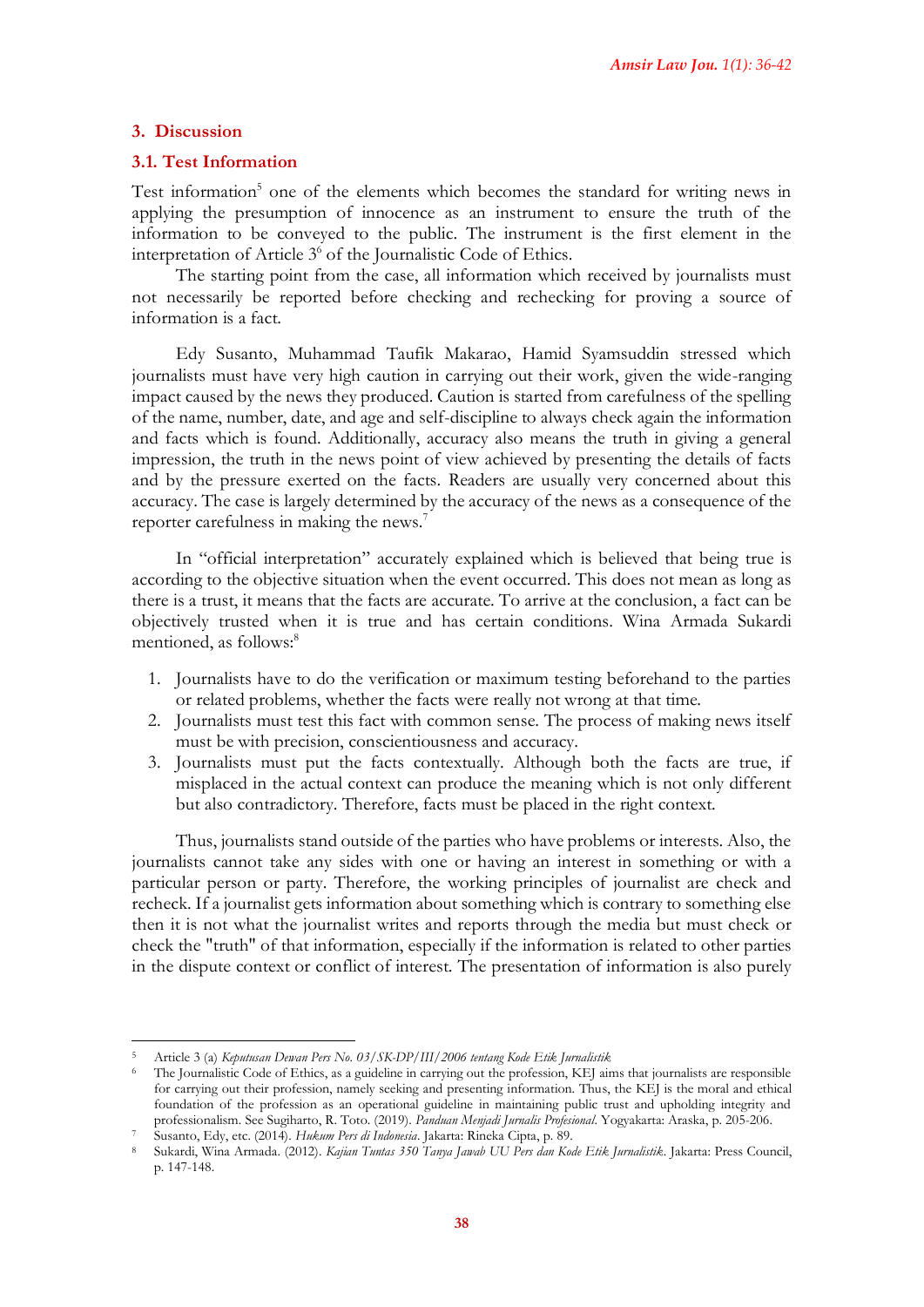## 3. Discussion

### 3.1. Test Information

Test information[5] one of the elements which becomes the standard for writing news in applying the presumption of innocence as an instrument to ensure the truth of the information to be conveyed to the public. The instrument is the first element in the interpretation of Article 3[6] of the Journalistic Code of Ethics.

The starting point from the case, all information which received by journalists must not necessarily be reported before checking and rechecking for proving a source of information is a fact.

Edy Susanto, Muhammad Taufik Makarao, Hamid Syamsuddin stressed which journalists must have very high caution in carrying out their work, given the wide-ranging impact caused by the news they produced. Caution is started from carefulness of the spelling of the name, number, date, and age and self-discipline to always check again the information and facts which is found. Additionally, accuracy also means the truth in giving a general impression, the truth in the news point of view achieved by presenting the details of facts and by the pressure exerted on the facts. Readers are usually very concerned about this accuracy. The case is largely determined by the accuracy of the news as a consequence of the reporter carefulness in making the news.[7]

In "official interpretation" accurately explained which is believed that being true is according to the objective situation when the event occurred. This does not mean as long as there is a trust, it means that the facts are accurate. To arrive at the conclusion, a fact can be objectively trusted when it is true and has certain conditions. Wina Armada Sukardi mentioned, as follows:[8]

1. Journalists have to do the verification or maximum testing beforehand to the parties or related problems, whether the facts were really not wrong at that time.
2. Journalists must test this fact with common sense. The process of making news itself must be with precision, conscientiousness and accuracy.
3. Journalists must put the facts contextually. Although both the facts are true, if misplaced in the actual context can produce the meaning which is not only different but also contradictory. Therefore, facts must be placed in the right context.

Thus, journalists stand outside of the parties who have problems or interests. Also, the journalists cannot take any sides with one or having an interest in something or with a particular person or party. Therefore, the working principles of journalist are check and recheck. If a journalist gets information about something which is contrary to something else then it is not what the journalist writes and reports through the media but must check or check the "truth" of that information, especially if the information is related to other parties in the dispute context or conflict of interest. The presentation of information is also purely

---

[5] Article 3 (a) *Keputusan Dewan Pers No. 03/SK-DP/III/2006 tentang Kode Etik Jurnalistik*

[6] The Journalistic Code of Ethics, as a guideline in carrying out the profession, KEJ aims that journalists are responsible for carrying out their profession, namely seeking and presenting information. Thus, the KEJ is the moral and ethical foundation of the profession as an operational guideline in maintaining public trust and upholding integrity and professionalism. See Sugiharto, R. Toto. (2019). *Panduan Menjadi Jurnalis Profesional*. Yogyakarta: Araska, p. 205-206.

[7] Susanto, Edy, etc. (2014). *Hukum Pers di Indonesia*. Jakarta: Rineka Cipta, p. 89.

[8] Sukardi, Wina Armada. (2012). *Kajian Tuntas 350 Tanya Jawab UU Pers dan Kode Etik Jurnalistik*. Jakarta: Press Council, p. 147-148.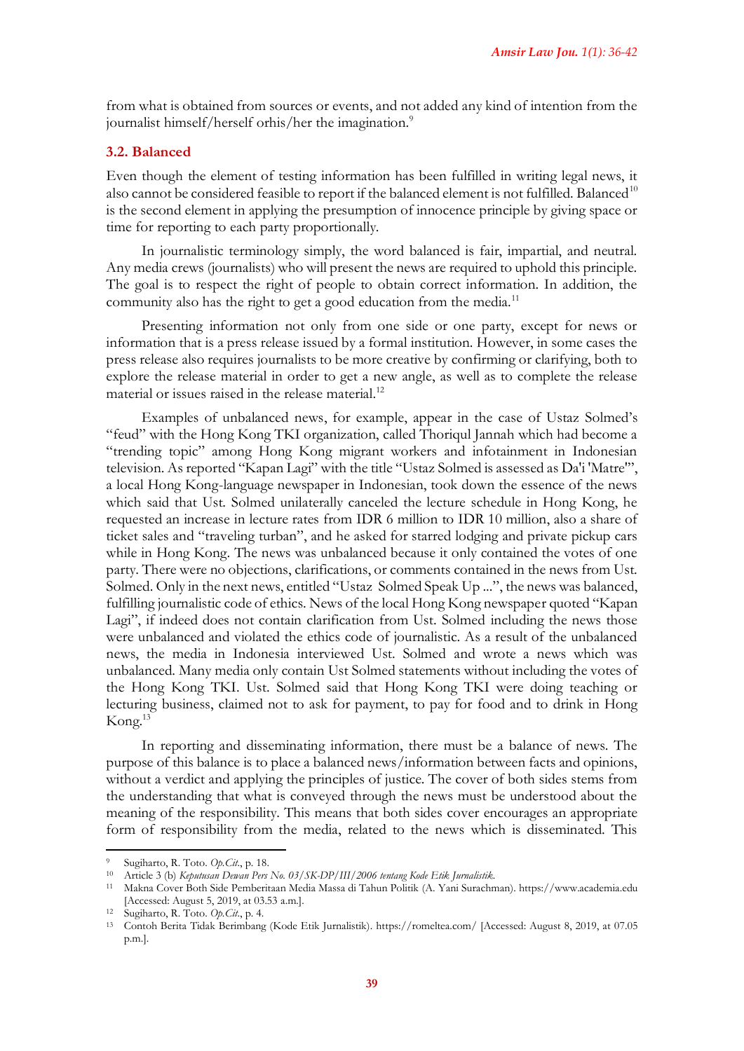from what is obtained from sources or events, and not added any kind of intention from the journalist himself/herself orhis/her the imagination.[9]

### 3.2. Balanced

Even though the element of testing information has been fulfilled in writing legal news, it also cannot be considered feasible to report if the balanced element is not fulfilled. Balanced[10] is the second element in applying the presumption of innocence principle by giving space or time for reporting to each party proportionally.

In journalistic terminology simply, the word balanced is fair, impartial, and neutral. Any media crews (journalists) who will present the news are required to uphold this principle. The goal is to respect the right of people to obtain correct information. In addition, the community also has the right to get a good education from the media.[11]

Presenting information not only from one side or one party, except for news or information that is a press release issued by a formal institution. However, in some cases the press release also requires journalists to be more creative by confirming or clarifying, both to explore the release material in order to get a new angle, as well as to complete the release material or issues raised in the release material.[12]

Examples of unbalanced news, for example, appear in the case of Ustaz Solmed's "feud" with the Hong Kong TKI organization, called Thoriqul Jannah which had become a "trending topic" among Hong Kong migrant workers and infotainment in Indonesian television. As reported "Kapan Lagi" with the title "Ustaz Solmed is assessed as Da'i 'Matre'", a local Hong Kong-language newspaper in Indonesian, took down the essence of the news which said that Ust. Solmed unilaterally canceled the lecture schedule in Hong Kong, he requested an increase in lecture rates from IDR 6 million to IDR 10 million, also a share of ticket sales and "traveling turban", and he asked for starred lodging and private pickup cars while in Hong Kong. The news was unbalanced because it only contained the votes of one party. There were no objections, clarifications, or comments contained in the news from Ust. Solmed. Only in the next news, entitled "Ustaz Solmed Speak Up ...", the news was balanced, fulfilling journalistic code of ethics. News of the local Hong Kong newspaper quoted "Kapan Lagi", if indeed does not contain clarification from Ust. Solmed including the news those were unbalanced and violated the ethics code of journalistic. As a result of the unbalanced news, the media in Indonesia interviewed Ust. Solmed and wrote a news which was unbalanced. Many media only contain Ust Solmed statements without including the votes of the Hong Kong TKI. Ust. Solmed said that Hong Kong TKI were doing teaching or lecturing business, claimed not to ask for payment, to pay for food and to drink in Hong Kong.[13]

In reporting and disseminating information, there must be a balance of news. The purpose of this balance is to place a balanced news/information between facts and opinions, without a verdict and applying the principles of justice. The cover of both sides stems from the understanding that what is conveyed through the news must be understood about the meaning of the responsibility. This means that both sides cover encourages an appropriate form of responsibility from the media, related to the news which is disseminated. This

---

[9] Sugiharto, R. Toto. *Op.Cit.*, p. 18.

[10] Article 3 (b) *Keputusan Dewan Pers No. 03/SK-DP/III/2006 tentang Kode Etik Jurnalistik*.

[11] Makna Cover Both Side Pemberitaan Media Massa di Tahun Politik (A. Yani Surachman). https://www.academia.edu [Accessed: August 5, 2019, at 03.53 a.m.].

[12] Sugiharto, R. Toto. *Op.Cit.*, p. 4.

[13] Contoh Berita Tidak Berimbang (Kode Etik Jurnalistik). https://romeltea.com/ [Accessed: August 8, 2019, at 07.05 p.m.].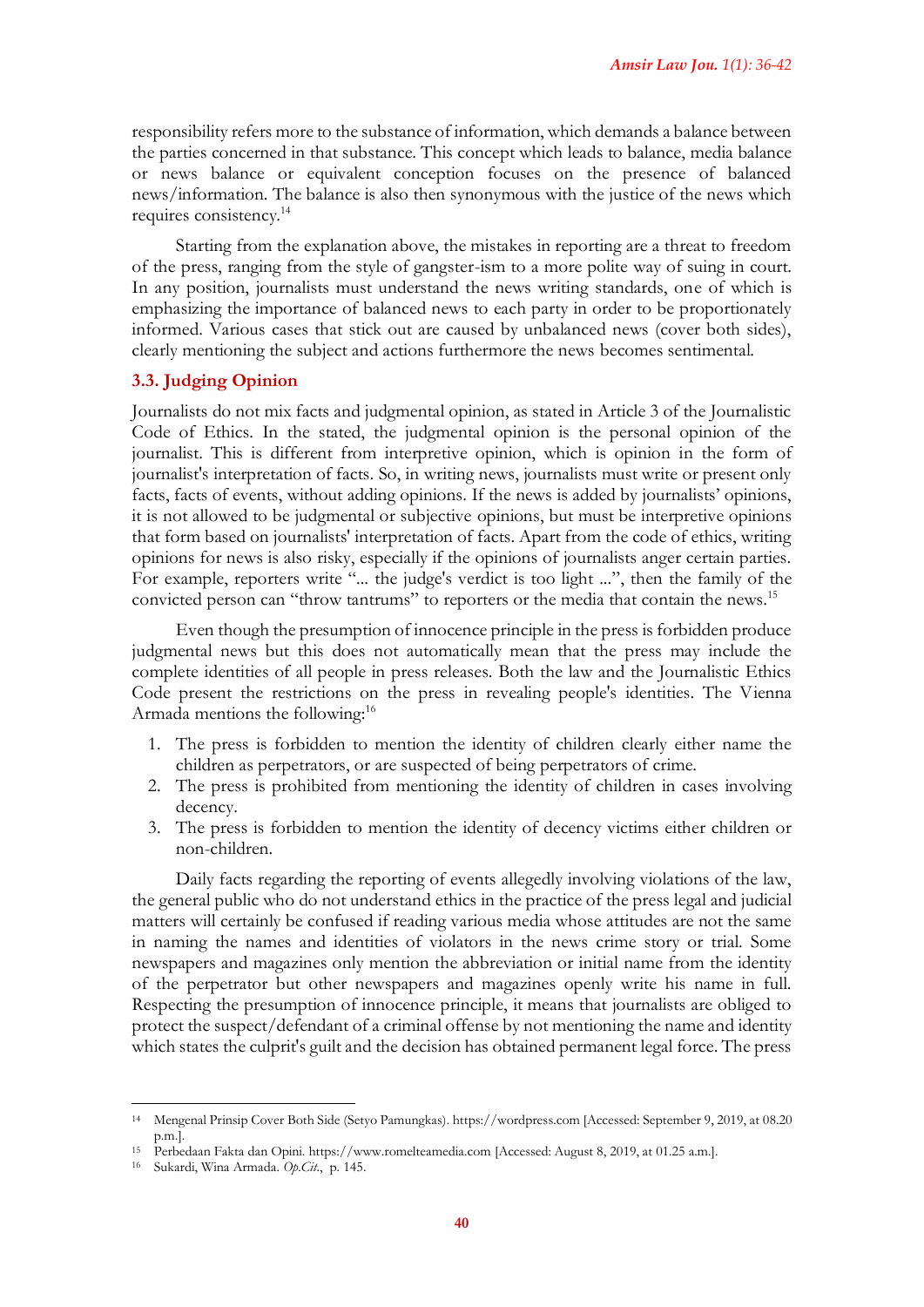responsibility refers more to the substance of information, which demands a balance between the parties concerned in that substance. This concept which leads to balance, media balance or news balance or equivalent conception focuses on the presence of balanced news/information. The balance is also then synonymous with the justice of the news which requires consistency.[14]

Starting from the explanation above, the mistakes in reporting are a threat to freedom of the press, ranging from the style of gangster-ism to a more polite way of suing in court. In any position, journalists must understand the news writing standards, one of which is emphasizing the importance of balanced news to each party in order to be proportionately informed. Various cases that stick out are caused by unbalanced news (cover both sides), clearly mentioning the subject and actions furthermore the news becomes sentimental.

### 3.3. Judging Opinion

Journalists do not mix facts and judgmental opinion, as stated in Article 3 of the Journalistic Code of Ethics. In the stated, the judgmental opinion is the personal opinion of the journalist. This is different from interpretive opinion, which is opinion in the form of journalist's interpretation of facts. So, in writing news, journalists must write or present only facts, facts of events, without adding opinions. If the news is added by journalists' opinions, it is not allowed to be judgmental or subjective opinions, but must be interpretive opinions that form based on journalists' interpretation of facts. Apart from the code of ethics, writing opinions for news is also risky, especially if the opinions of journalists anger certain parties. For example, reporters write "... the judge's verdict is too light ...", then the family of the convicted person can "throw tantrums" to reporters or the media that contain the news.[15]

Even though the presumption of innocence principle in the press is forbidden produce judgmental news but this does not automatically mean that the press may include the complete identities of all people in press releases. Both the law and the Journalistic Ethics Code present the restrictions on the press in revealing people's identities. The Vienna Armada mentions the following:[16]

1. The press is forbidden to mention the identity of children clearly either name the children as perpetrators, or are suspected of being perpetrators of crime.
2. The press is prohibited from mentioning the identity of children in cases involving decency.
3. The press is forbidden to mention the identity of decency victims either children or non-children.

Daily facts regarding the reporting of events allegedly involving violations of the law, the general public who do not understand ethics in the practice of the press legal and judicial matters will certainly be confused if reading various media whose attitudes are not the same in naming the names and identities of violators in the news crime story or trial. Some newspapers and magazines only mention the abbreviation or initial name from the identity of the perpetrator but other newspapers and magazines openly write his name in full. Respecting the presumption of innocence principle, it means that journalists are obliged to protect the suspect/defendant of a criminal offense by not mentioning the name and identity which states the culprit's guilt and the decision has obtained permanent legal force. The press

---

[14] Mengenal Prinsip Cover Both Side (Setyo Pamungkas). https://wordpress.com [Accessed: September 9, 2019, at 08.20 p.m.].

[15] Perbedaan Fakta dan Opini. https://www.romelteamedia.com [Accessed: August 8, 2019, at 01.25 a.m.].

[16] Sukardi, Wina Armada. *Op.Cit.*, p. 145.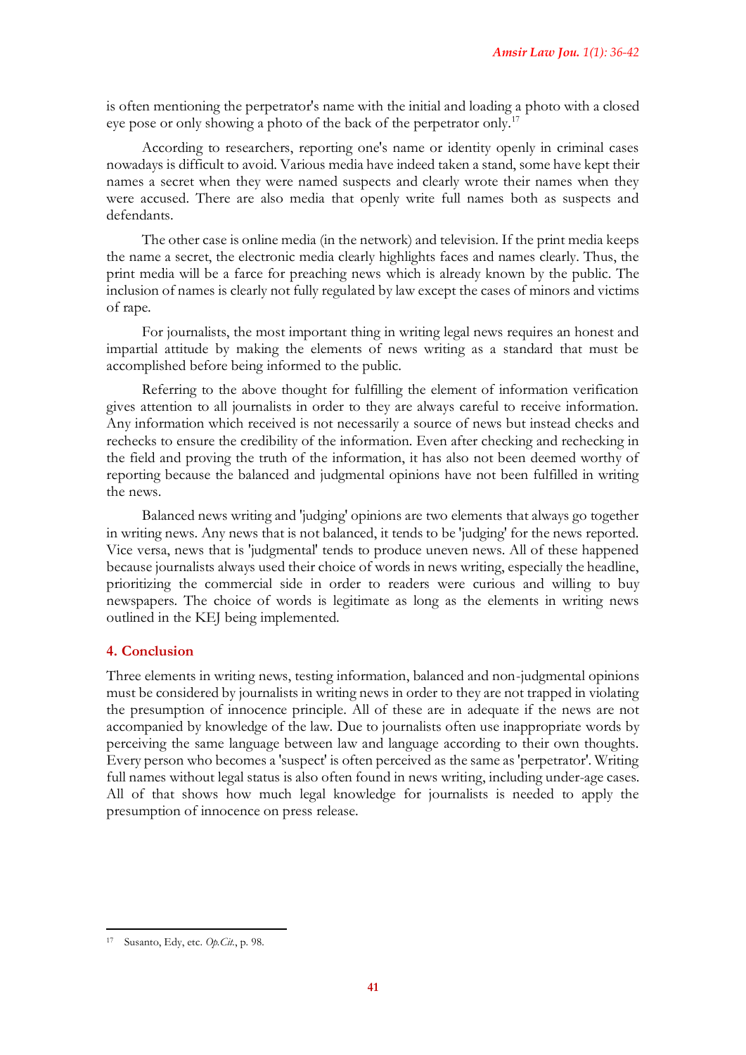is often mentioning the perpetrator's name with the initial and loading a photo with a closed eye pose or only showing a photo of the back of the perpetrator only.[17]

According to researchers, reporting one's name or identity openly in criminal cases nowadays is difficult to avoid. Various media have indeed taken a stand, some have kept their names a secret when they were named suspects and clearly wrote their names when they were accused. There are also media that openly write full names both as suspects and defendants.

The other case is online media (in the network) and television. If the print media keeps the name a secret, the electronic media clearly highlights faces and names clearly. Thus, the print media will be a farce for preaching news which is already known by the public. The inclusion of names is clearly not fully regulated by law except the cases of minors and victims of rape.

For journalists, the most important thing in writing legal news requires an honest and impartial attitude by making the elements of news writing as a standard that must be accomplished before being informed to the public.

Referring to the above thought for fulfilling the element of information verification gives attention to all journalists in order to they are always careful to receive information. Any information which received is not necessarily a source of news but instead checks and rechecks to ensure the credibility of the information. Even after checking and rechecking in the field and proving the truth of the information, it has also not been deemed worthy of reporting because the balanced and judgmental opinions have not been fulfilled in writing the news.

Balanced news writing and 'judging' opinions are two elements that always go together in writing news. Any news that is not balanced, it tends to be 'judging' for the news reported. Vice versa, news that is 'judgmental' tends to produce uneven news. All of these happened because journalists always used their choice of words in news writing, especially the headline, prioritizing the commercial side in order to readers were curious and willing to buy newspapers. The choice of words is legitimate as long as the elements in writing news outlined in the KEJ being implemented.

## 4. Conclusion

Three elements in writing news, testing information, balanced and non-judgmental opinions must be considered by journalists in writing news in order to they are not trapped in violating the presumption of innocence principle. All of these are in adequate if the news are not accompanied by knowledge of the law. Due to journalists often use inappropriate words by perceiving the same language between law and language according to their own thoughts. Every person who becomes a 'suspect' is often perceived as the same as 'perpetrator'. Writing full names without legal status is also often found in news writing, including under-age cases. All of that shows how much legal knowledge for journalists is needed to apply the presumption of innocence on press release.

[17] Susanto, Edy, etc. *Op.Cit.*, p. 98.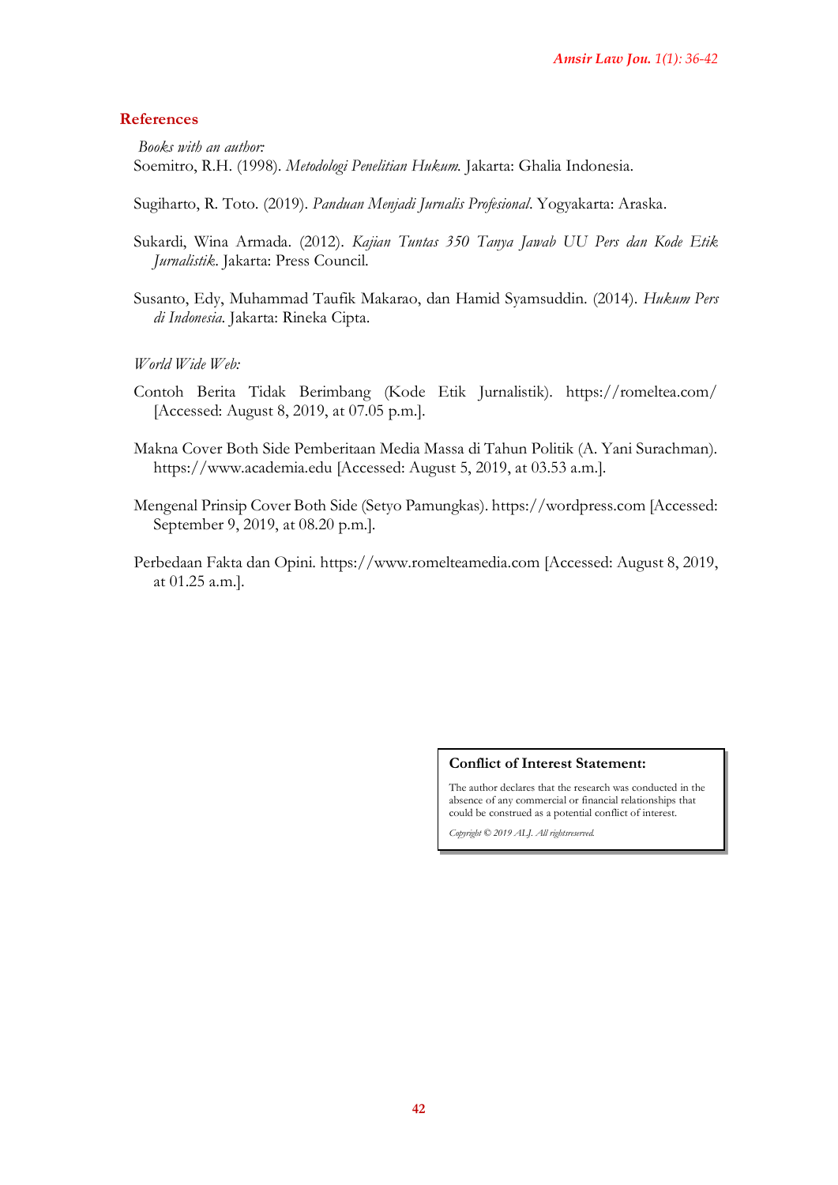## References

*Books with an author:*

Soemitro, R.H. (1998). *Metodologi Penelitian Hukum.* Jakarta: Ghalia Indonesia.

Sugiharto, R. Toto. (2019). *Panduan Menjadi Jurnalis Profesional*. Yogyakarta: Araska.

Sukardi, Wina Armada. (2012). *Kajian Tuntas 350 Tanya Jawab UU Pers dan Kode Etik Jurnalistik*. Jakarta: Press Council.

Susanto, Edy, Muhammad Taufik Makarao, dan Hamid Syamsuddin. (2014). *Hukum Pers di Indonesia*. Jakarta: Rineka Cipta.

*World Wide Web:*

Contoh Berita Tidak Berimbang (Kode Etik Jurnalistik). https://romeltea.com/ [Accessed: August 8, 2019, at 07.05 p.m.].

Makna Cover Both Side Pemberitaan Media Massa di Tahun Politik (A. Yani Surachman). https://www.academia.edu [Accessed: August 5, 2019, at 03.53 a.m.].

Mengenal Prinsip Cover Both Side (Setyo Pamungkas). https://wordpress.com [Accessed: September 9, 2019, at 08.20 p.m.].

Perbedaan Fakta dan Opini. https://www.romelteamedia.com [Accessed: August 8, 2019, at 01.25 a.m.].

**Conflict of Interest Statement:**

The author declares that the research was conducted in the absence of any commercial or financial relationships that could be construed as a potential conflict of interest.

*Copyright © 2019 ALJ. All rightsreserved.*